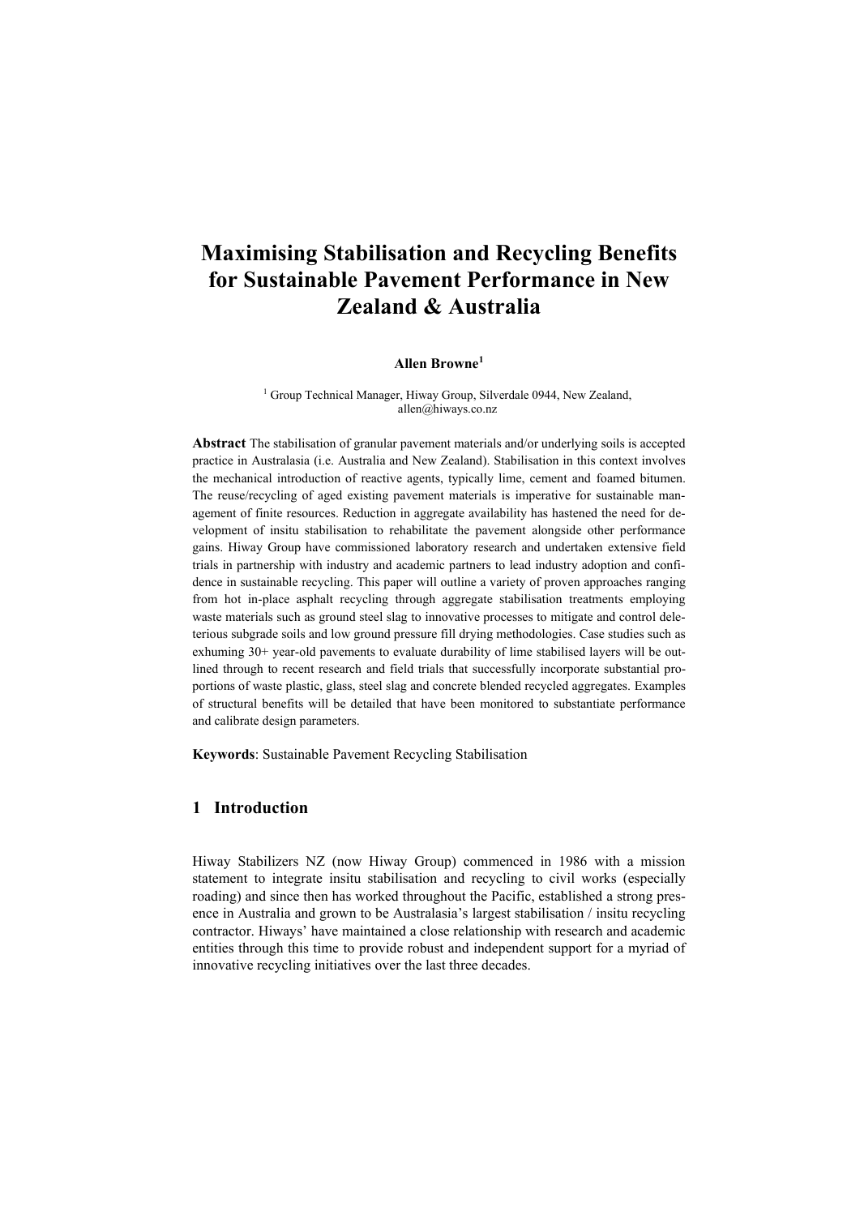# Maximising Stabilisation and Recycling Benefits for Sustainable Pavement Performance in New Zealand & Australia

**Allen Browne[1]**

[1] Group Technical Manager, Hiway Group, Silverdale 0944, New Zealand, allen@hiways.co.nz

**Abstract** The stabilisation of granular pavement materials and/or underlying soils is accepted practice in Australasia (i.e. Australia and New Zealand). Stabilisation in this context involves the mechanical introduction of reactive agents, typically lime, cement and foamed bitumen. The reuse/recycling of aged existing pavement materials is imperative for sustainable management of finite resources. Reduction in aggregate availability has hastened the need for development of insitu stabilisation to rehabilitate the pavement alongside other performance gains. Hiway Group have commissioned laboratory research and undertaken extensive field trials in partnership with industry and academic partners to lead industry adoption and confidence in sustainable recycling. This paper will outline a variety of proven approaches ranging from hot in-place asphalt recycling through aggregate stabilisation treatments employing waste materials such as ground steel slag to innovative processes to mitigate and control deleterious subgrade soils and low ground pressure fill drying methodologies. Case studies such as exhuming 30+ year-old pavements to evaluate durability of lime stabilised layers will be outlined through to recent research and field trials that successfully incorporate substantial proportions of waste plastic, glass, steel slag and concrete blended recycled aggregates. Examples of structural benefits will be detailed that have been monitored to substantiate performance and calibrate design parameters.

**Keywords**: Sustainable Pavement Recycling Stabilisation

## 1 Introduction

Hiway Stabilizers NZ (now Hiway Group) commenced in 1986 with a mission statement to integrate insitu stabilisation and recycling to civil works (especially roading) and since then has worked throughout the Pacific, established a strong presence in Australia and grown to be Australasia's largest stabilisation / insitu recycling contractor. Hiways' have maintained a close relationship with research and academic entities through this time to provide robust and independent support for a myriad of innovative recycling initiatives over the last three decades.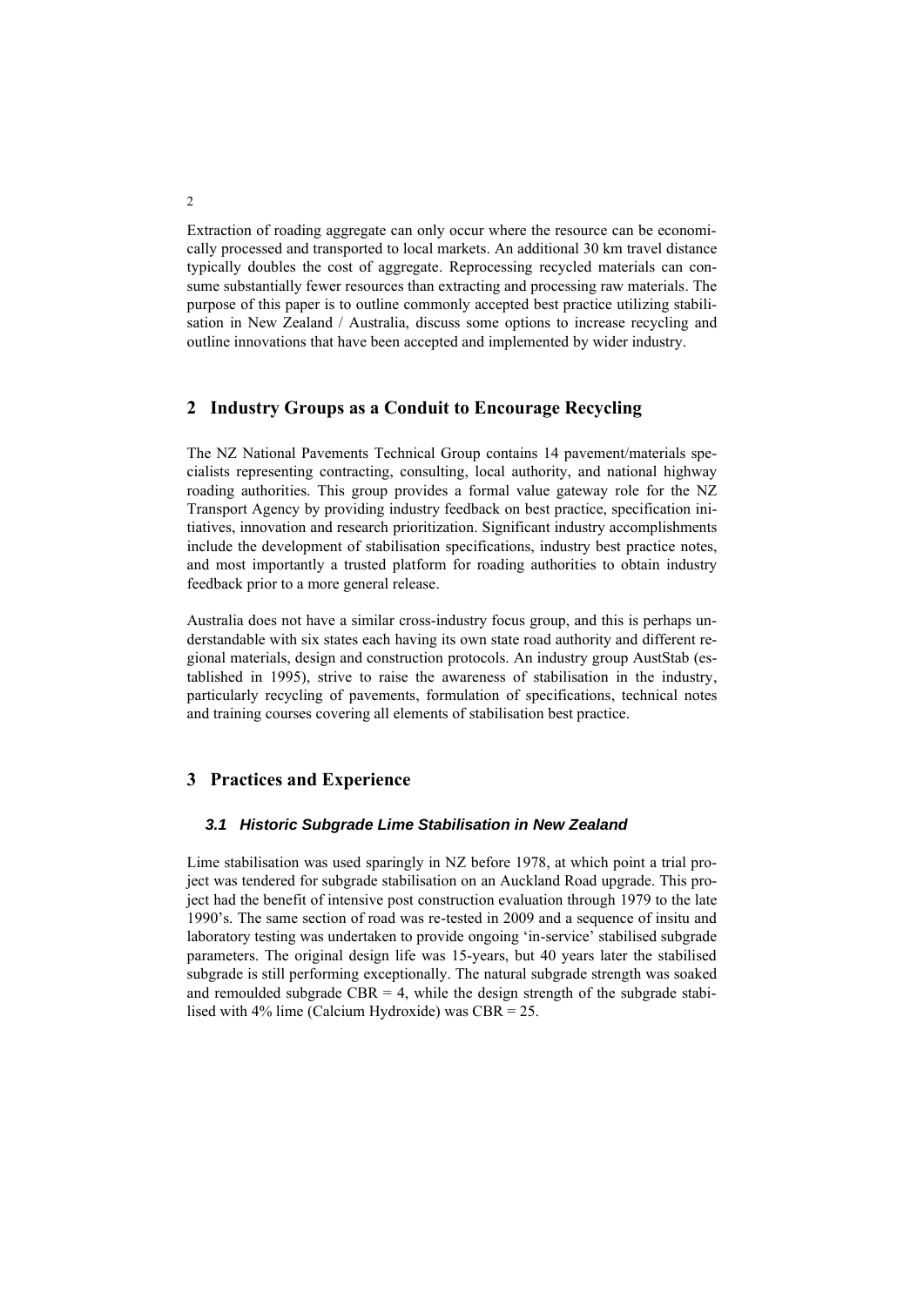Extraction of roading aggregate can only occur where the resource can be economically processed and transported to local markets. An additional 30 km travel distance typically doubles the cost of aggregate. Reprocessing recycled materials can consume substantially fewer resources than extracting and processing raw materials. The purpose of this paper is to outline commonly accepted best practice utilizing stabilisation in New Zealand / Australia, discuss some options to increase recycling and outline innovations that have been accepted and implemented by wider industry.

## 2 Industry Groups as a Conduit to Encourage Recycling

The NZ National Pavements Technical Group contains 14 pavement/materials specialists representing contracting, consulting, local authority, and national highway roading authorities. This group provides a formal value gateway role for the NZ Transport Agency by providing industry feedback on best practice, specification initiatives, innovation and research prioritization. Significant industry accomplishments include the development of stabilisation specifications, industry best practice notes, and most importantly a trusted platform for roading authorities to obtain industry feedback prior to a more general release.

Australia does not have a similar cross-industry focus group, and this is perhaps understandable with six states each having its own state road authority and different regional materials, design and construction protocols. An industry group AustStab (established in 1995), strive to raise the awareness of stabilisation in the industry, particularly recycling of pavements, formulation of specifications, technical notes and training courses covering all elements of stabilisation best practice.

## 3 Practices and Experience

### 3.1 Historic Subgrade Lime Stabilisation in New Zealand

Lime stabilisation was used sparingly in NZ before 1978, at which point a trial project was tendered for subgrade stabilisation on an Auckland Road upgrade. This project had the benefit of intensive post construction evaluation through 1979 to the late 1990's. The same section of road was re-tested in 2009 and a sequence of insitu and laboratory testing was undertaken to provide ongoing 'in-service' stabilised subgrade parameters. The original design life was 15-years, but 40 years later the stabilised subgrade is still performing exceptionally. The natural subgrade strength was soaked and remoulded subgrade CBR = 4, while the design strength of the subgrade stabilised with 4% lime (Calcium Hydroxide) was CBR = 25.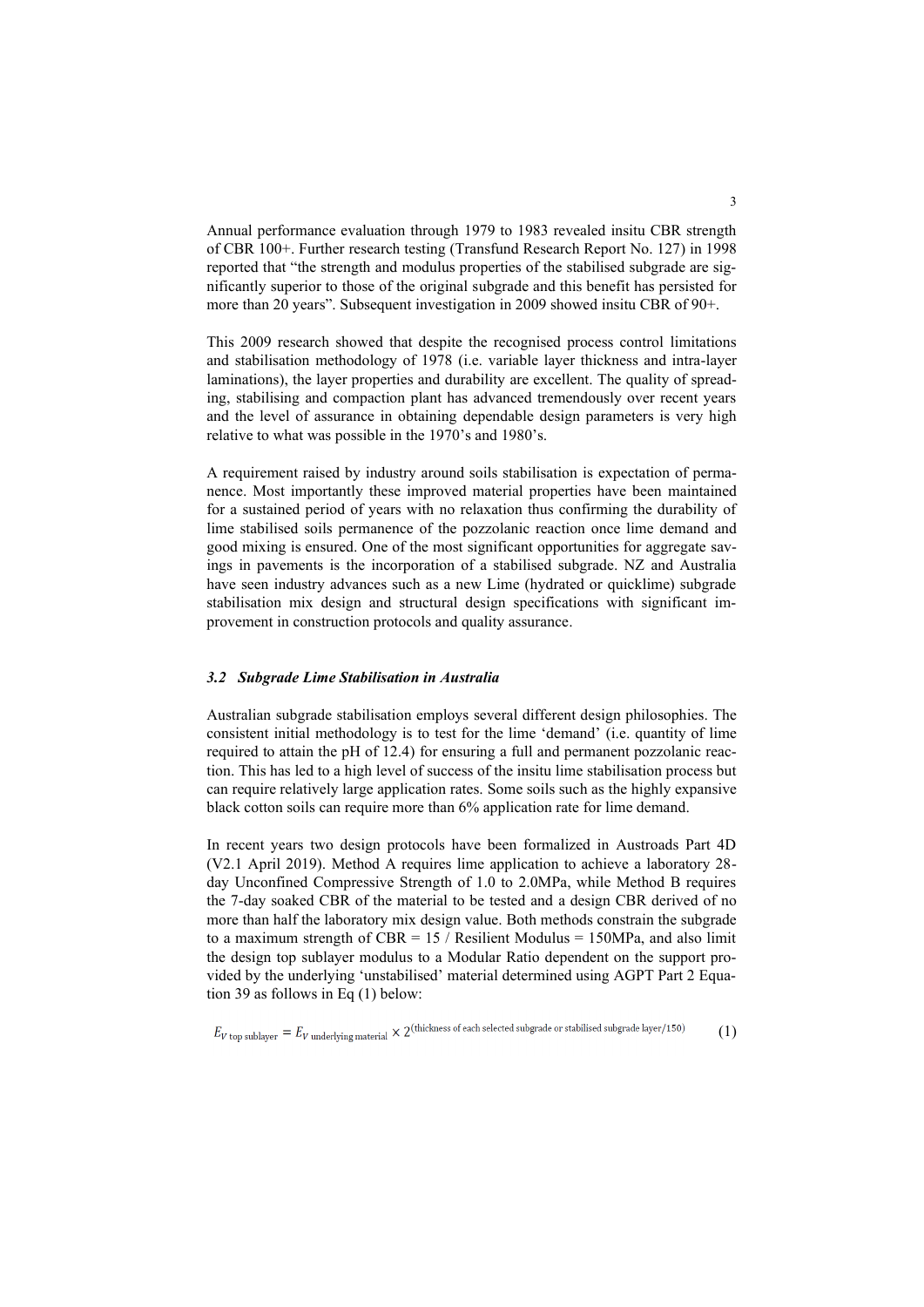Annual performance evaluation through 1979 to 1983 revealed insitu CBR strength of CBR 100+. Further research testing (Transfund Research Report No. 127) in 1998 reported that "the strength and modulus properties of the stabilised subgrade are significantly superior to those of the original subgrade and this benefit has persisted for more than 20 years". Subsequent investigation in 2009 showed insitu CBR of 90+.

This 2009 research showed that despite the recognised process control limitations and stabilisation methodology of 1978 (i.e. variable layer thickness and intra-layer laminations), the layer properties and durability are excellent. The quality of spreading, stabilising and compaction plant has advanced tremendously over recent years and the level of assurance in obtaining dependable design parameters is very high relative to what was possible in the 1970's and 1980's.

A requirement raised by industry around soils stabilisation is expectation of permanence. Most importantly these improved material properties have been maintained for a sustained period of years with no relaxation thus confirming the durability of lime stabilised soils permanence of the pozzolanic reaction once lime demand and good mixing is ensured. One of the most significant opportunities for aggregate savings in pavements is the incorporation of a stabilised subgrade. NZ and Australia have seen industry advances such as a new Lime (hydrated or quicklime) subgrade stabilisation mix design and structural design specifications with significant improvement in construction protocols and quality assurance.

### *3.2 Subgrade Lime Stabilisation in Australia*

Australian subgrade stabilisation employs several different design philosophies. The consistent initial methodology is to test for the lime 'demand' (i.e. quantity of lime required to attain the pH of 12.4) for ensuring a full and permanent pozzolanic reaction. This has led to a high level of success of the insitu lime stabilisation process but can require relatively large application rates. Some soils such as the highly expansive black cotton soils can require more than 6% application rate for lime demand.

In recent years two design protocols have been formalized in Austroads Part 4D (V2.1 April 2019). Method A requires lime application to achieve a laboratory 28-day Unconfined Compressive Strength of 1.0 to 2.0MPa, while Method B requires the 7-day soaked CBR of the material to be tested and a design CBR derived of no more than half the laboratory mix design value. Both methods constrain the subgrade to a maximum strength of CBR = 15 / Resilient Modulus = 150MPa, and also limit the design top sublayer modulus to a Modular Ratio dependent on the support provided by the underlying 'unstabilised' material determined using AGPT Part 2 Equation 39 as follows in Eq (1) below:

$$E_{V\ \text{top sublayer}} = E_{V\ \text{underlying material}} \times 2^{(\text{thickness of each selected subgrade or stabilised subgrade layer}/150)} \tag{1}$$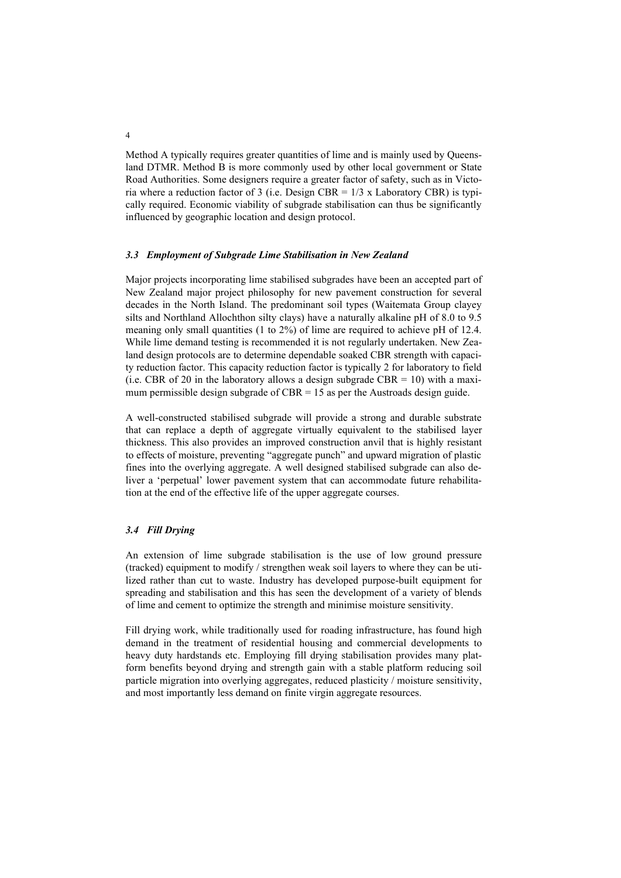Method A typically requires greater quantities of lime and is mainly used by Queensland DTMR. Method B is more commonly used by other local government or State Road Authorities. Some designers require a greater factor of safety, such as in Victoria where a reduction factor of 3 (i.e. Design CBR = 1/3 x Laboratory CBR) is typically required. Economic viability of subgrade stabilisation can thus be significantly influenced by geographic location and design protocol.

### *3.3 Employment of Subgrade Lime Stabilisation in New Zealand*

Major projects incorporating lime stabilised subgrades have been an accepted part of New Zealand major project philosophy for new pavement construction for several decades in the North Island. The predominant soil types (Waitemata Group clayey silts and Northland Allochthon silty clays) have a naturally alkaline pH of 8.0 to 9.5 meaning only small quantities (1 to 2%) of lime are required to achieve pH of 12.4. While lime demand testing is recommended it is not regularly undertaken. New Zealand design protocols are to determine dependable soaked CBR strength with capacity reduction factor. This capacity reduction factor is typically 2 for laboratory to field (i.e. CBR of 20 in the laboratory allows a design subgrade CBR = 10) with a maximum permissible design subgrade of CBR = 15 as per the Austroads design guide.

A well-constructed stabilised subgrade will provide a strong and durable substrate that can replace a depth of aggregate virtually equivalent to the stabilised layer thickness. This also provides an improved construction anvil that is highly resistant to effects of moisture, preventing "aggregate punch" and upward migration of plastic fines into the overlying aggregate. A well designed stabilised subgrade can also deliver a 'perpetual' lower pavement system that can accommodate future rehabilitation at the end of the effective life of the upper aggregate courses.

### *3.4 Fill Drying*

An extension of lime subgrade stabilisation is the use of low ground pressure (tracked) equipment to modify / strengthen weak soil layers to where they can be utilized rather than cut to waste. Industry has developed purpose-built equipment for spreading and stabilisation and this has seen the development of a variety of blends of lime and cement to optimize the strength and minimise moisture sensitivity.

Fill drying work, while traditionally used for roading infrastructure, has found high demand in the treatment of residential housing and commercial developments to heavy duty hardstands etc. Employing fill drying stabilisation provides many platform benefits beyond drying and strength gain with a stable platform reducing soil particle migration into overlying aggregates, reduced plasticity / moisture sensitivity, and most importantly less demand on finite virgin aggregate resources.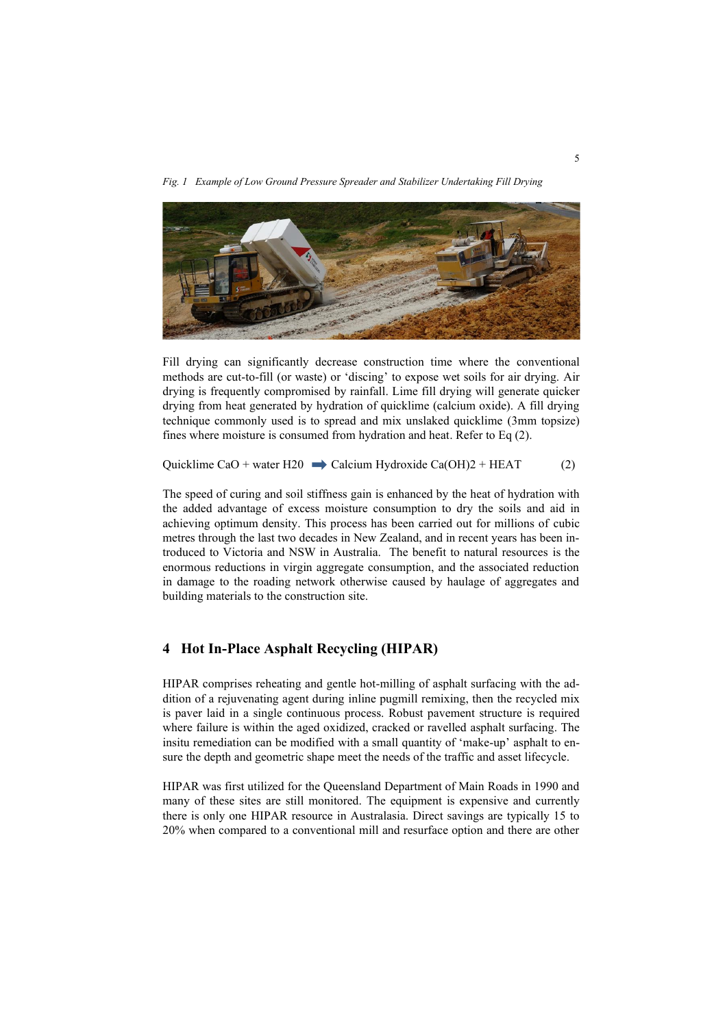*Fig. 1 Example of Low Ground Pressure Spreader and Stabilizer Undertaking Fill Drying*

Fill drying can significantly decrease construction time where the conventional methods are cut-to-fill (or waste) or 'discing' to expose wet soils for air drying. Air drying is frequently compromised by rainfall. Lime fill drying will generate quicker drying from heat generated by hydration of quicklime (calcium oxide). A fill drying technique commonly used is to spread and mix unslaked quicklime (3mm topsize) fines where moisture is consumed from hydration and heat. Refer to Eq (2).

$$\text{Quicklime } CaO + \text{water } H20 \rightarrow \text{Calcium Hydroxide } Ca(OH)2 + \text{HEAT} \quad (2)$$

The speed of curing and soil stiffness gain is enhanced by the heat of hydration with the added advantage of excess moisture consumption to dry the soils and aid in achieving optimum density. This process has been carried out for millions of cubic metres through the last two decades in New Zealand, and in recent years has been introduced to Victoria and NSW in Australia. The benefit to natural resources is the enormous reductions in virgin aggregate consumption, and the associated reduction in damage to the roading network otherwise caused by haulage of aggregates and building materials to the construction site.

## 4 Hot In-Place Asphalt Recycling (HIPAR)

HIPAR comprises reheating and gentle hot-milling of asphalt surfacing with the addition of a rejuvenating agent during inline pugmill remixing, then the recycled mix is paver laid in a single continuous process. Robust pavement structure is required where failure is within the aged oxidized, cracked or ravelled asphalt surfacing. The insitu remediation can be modified with a small quantity of 'make-up' asphalt to ensure the depth and geometric shape meet the needs of the traffic and asset lifecycle.

HIPAR was first utilized for the Queensland Department of Main Roads in 1990 and many of these sites are still monitored. The equipment is expensive and currently there is only one HIPAR resource in Australasia. Direct savings are typically 15 to 20% when compared to a conventional mill and resurface option and there are other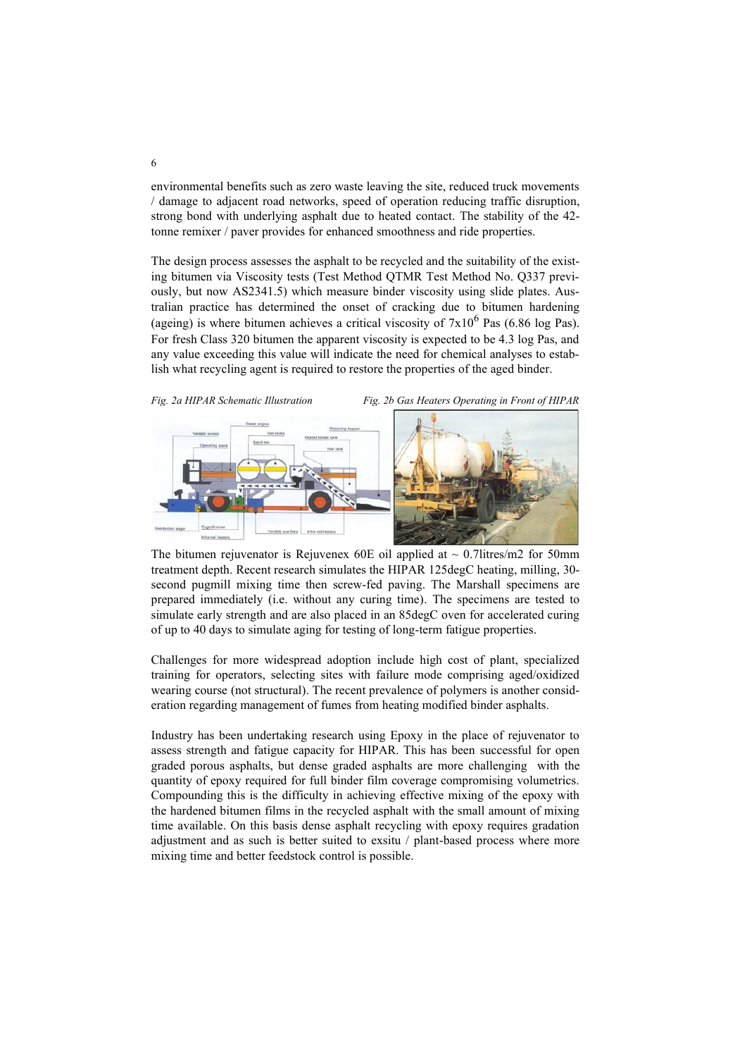environmental benefits such as zero waste leaving the site, reduced truck movements / damage to adjacent road networks, speed of operation reducing traffic disruption, strong bond with underlying asphalt due to heated contact. The stability of the 42-tonne remixer / paver provides for enhanced smoothness and ride properties.

The design process assesses the asphalt to be recycled and the suitability of the existing bitumen via Viscosity tests (Test Method QTMR Test Method No. Q337 previously, but now AS2341.5) which measure binder viscosity using slide plates. Australian practice has determined the onset of cracking due to bitumen hardening (ageing) is where bitumen achieves a critical viscosity of $7 \times 10^6$ Pas (6.86 log Pas). For fresh Class 320 bitumen the apparent viscosity is expected to be 4.3 log Pas, and any value exceeding this value will indicate the need for chemical analyses to establish what recycling agent is required to restore the properties of the aged binder.

*Fig. 2a HIPAR Schematic Illustration*

*Fig. 2b Gas Heaters Operating in Front of HIPAR*

The bitumen rejuvenator is Rejuvenex 60E oil applied at ~ 0.7litres/m2 for 50mm treatment depth. Recent research simulates the HIPAR 125degC heating, milling, 30-second pugmill mixing time then screw-fed paving. The Marshall specimens are prepared immediately (i.e. without any curing time). The specimens are tested to simulate early strength and are also placed in an 85degC oven for accelerated curing of up to 40 days to simulate aging for testing of long-term fatigue properties.

Challenges for more widespread adoption include high cost of plant, specialized training for operators, selecting sites with failure mode comprising aged/oxidized wearing course (not structural). The recent prevalence of polymers is another consideration regarding management of fumes from heating modified binder asphalts.

Industry has been undertaking research using Epoxy in the place of rejuvenator to assess strength and fatigue capacity for HIPAR. This has been successful for open graded porous asphalts, but dense graded asphalts are more challenging with the quantity of epoxy required for full binder film coverage compromising volumetrics. Compounding this is the difficulty in achieving effective mixing of the epoxy with the hardened bitumen films in the recycled asphalt with the small amount of mixing time available. On this basis dense asphalt recycling with epoxy requires gradation adjustment and as such is better suited to exsitu / plant-based process where more mixing time and better feedstock control is possible.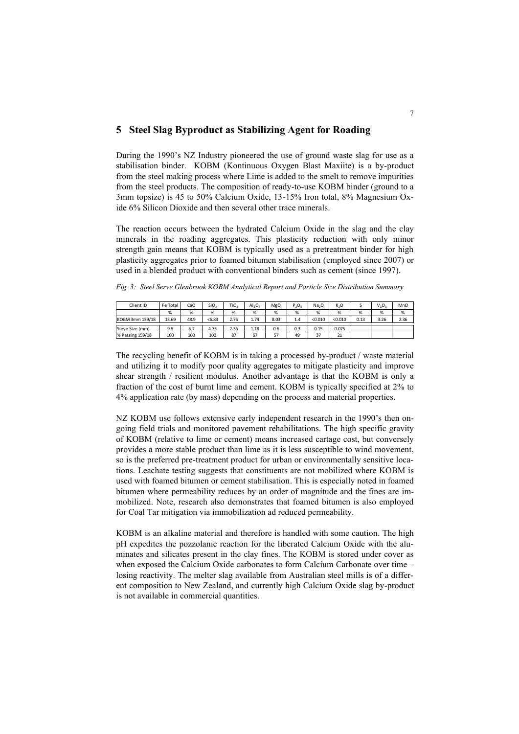## 5 Steel Slag Byproduct as Stabilizing Agent for Roading

During the 1990's NZ Industry pioneered the use of ground waste slag for use as a stabilisation binder. KOBM (Kontinuous Oxygen Blast Maxiite) is a by-product from the steel making process where Lime is added to the smelt to remove impurities from the steel products. The composition of ready-to-use KOBM binder (ground to a 3mm topsize) is 45 to 50% Calcium Oxide, 13-15% Iron total, 8% Magnesium Oxide 6% Silicon Dioxide and then several other trace minerals.

The reaction occurs between the hydrated Calcium Oxide in the slag and the clay minerals in the roading aggregates. This plasticity reduction with only minor strength gain means that KOBM is typically used as a pretreatment binder for high plasticity aggregates prior to foamed bitumen stabilisation (employed since 2007) or used in a blended product with conventional binders such as cement (since 1997).

*Fig. 3: Steel Serve Glenbrook KOBM Analytical Report and Particle Size Distribution Summary*

| Client ID | Fe Total | CaO | $SiO_2$ | $TiO_2$ | $Al_2O_3$ | MgO | $P_2O_5$ | $Na_2O$ | $K_2O$ | S | $V_2O_3$ | MnO |
|---|---|---|---|---|---|---|---|---|---|---|---|---|
| | % | % | % | % | % | % | % | % | % | % | % | % |
| KOBM 3mm 159/18 | 13.69 | 48.9 | <6.83 | 2.76 | 1.74 | 8.03 | 1.4 | <0.010 | <0.010 | 0.13 | 3.26 | 2.36 |
| Sieve Size (mm) | 9.5 | 6.7 | 4.75 | 2.36 | 1.18 | 0.6 | 0.3 | 0.15 | 0.075 | | | |
| % Passing 159/18 | 100 | 100 | 100 | 87 | 67 | 57 | 49 | 37 | 21 | | | |

The recycling benefit of KOBM is in taking a processed by-product / waste material and utilizing it to modify poor quality aggregates to mitigate plasticity and improve shear strength / resilient modulus. Another advantage is that the KOBM is only a fraction of the cost of burnt lime and cement. KOBM is typically specified at 2% to 4% application rate (by mass) depending on the process and material properties.

NZ KOBM use follows extensive early independent research in the 1990's then ongoing field trials and monitored pavement rehabilitations. The high specific gravity of KOBM (relative to lime or cement) means increased cartage cost, but conversely provides a more stable product than lime as it is less susceptible to wind movement, so is the preferred pre-treatment product for urban or environmentally sensitive locations. Leachate testing suggests that constituents are not mobilized where KOBM is used with foamed bitumen or cement stabilisation. This is especially noted in foamed bitumen where permeability reduces by an order of magnitude and the fines are immobilized. Note, research also demonstrates that foamed bitumen is also employed for Coal Tar mitigation via immobilization ad reduced permeability.

KOBM is an alkaline material and therefore is handled with some caution. The high pH expedites the pozzolanic reaction for the liberated Calcium Oxide with the aluminates and silicates present in the clay fines. The KOBM is stored under cover as when exposed the Calcium Oxide carbonates to form Calcium Carbonate over time – losing reactivity. The melter slag available from Australian steel mills is of a different composition to New Zealand, and currently high Calcium Oxide slag by-product is not available in commercial quantities.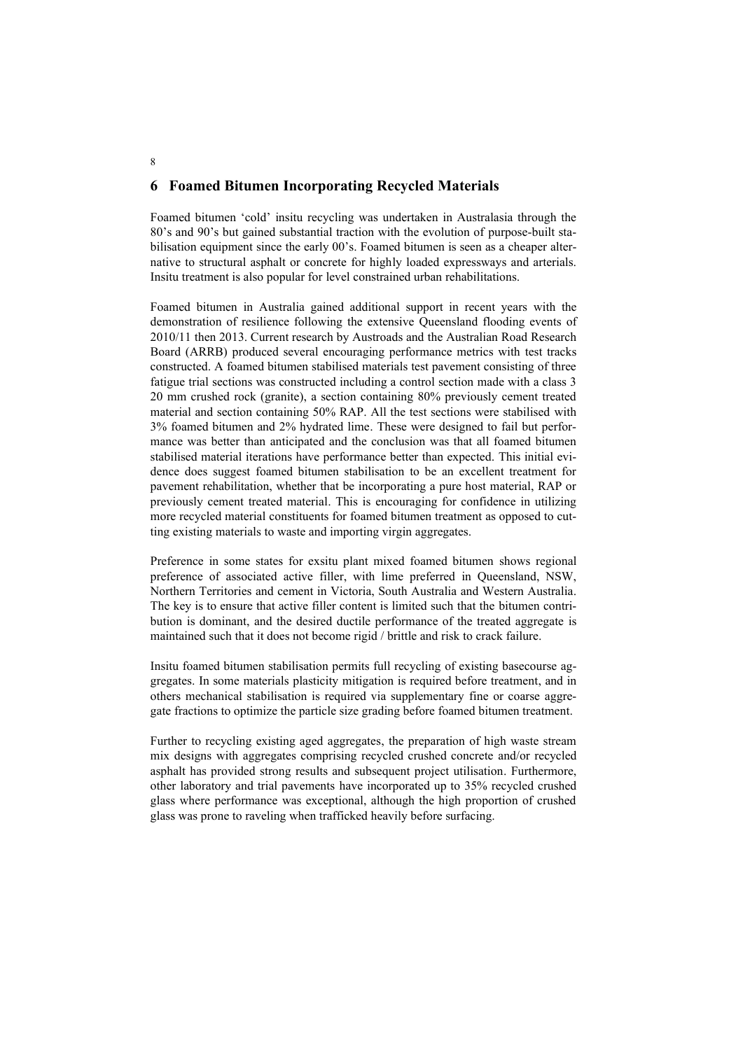## 6 Foamed Bitumen Incorporating Recycled Materials

Foamed bitumen 'cold' insitu recycling was undertaken in Australasia through the 80's and 90's but gained substantial traction with the evolution of purpose-built stabilisation equipment since the early 00's. Foamed bitumen is seen as a cheaper alternative to structural asphalt or concrete for highly loaded expressways and arterials. Insitu treatment is also popular for level constrained urban rehabilitations.

Foamed bitumen in Australia gained additional support in recent years with the demonstration of resilience following the extensive Queensland flooding events of 2010/11 then 2013. Current research by Austroads and the Australian Road Research Board (ARRB) produced several encouraging performance metrics with test tracks constructed. A foamed bitumen stabilised materials test pavement consisting of three fatigue trial sections was constructed including a control section made with a class 3 20 mm crushed rock (granite), a section containing 80% previously cement treated material and section containing 50% RAP. All the test sections were stabilised with 3% foamed bitumen and 2% hydrated lime. These were designed to fail but performance was better than anticipated and the conclusion was that all foamed bitumen stabilised material iterations have performance better than expected. This initial evidence does suggest foamed bitumen stabilisation to be an excellent treatment for pavement rehabilitation, whether that be incorporating a pure host material, RAP or previously cement treated material. This is encouraging for confidence in utilizing more recycled material constituents for foamed bitumen treatment as opposed to cutting existing materials to waste and importing virgin aggregates.

Preference in some states for exsitu plant mixed foamed bitumen shows regional preference of associated active filler, with lime preferred in Queensland, NSW, Northern Territories and cement in Victoria, South Australia and Western Australia. The key is to ensure that active filler content is limited such that the bitumen contribution is dominant, and the desired ductile performance of the treated aggregate is maintained such that it does not become rigid / brittle and risk to crack failure.

Insitu foamed bitumen stabilisation permits full recycling of existing basecourse aggregates. In some materials plasticity mitigation is required before treatment, and in others mechanical stabilisation is required via supplementary fine or coarse aggregate fractions to optimize the particle size grading before foamed bitumen treatment.

Further to recycling existing aged aggregates, the preparation of high waste stream mix designs with aggregates comprising recycled crushed concrete and/or recycled asphalt has provided strong results and subsequent project utilisation. Furthermore, other laboratory and trial pavements have incorporated up to 35% recycled crushed glass where performance was exceptional, although the high proportion of crushed glass was prone to raveling when trafficked heavily before surfacing.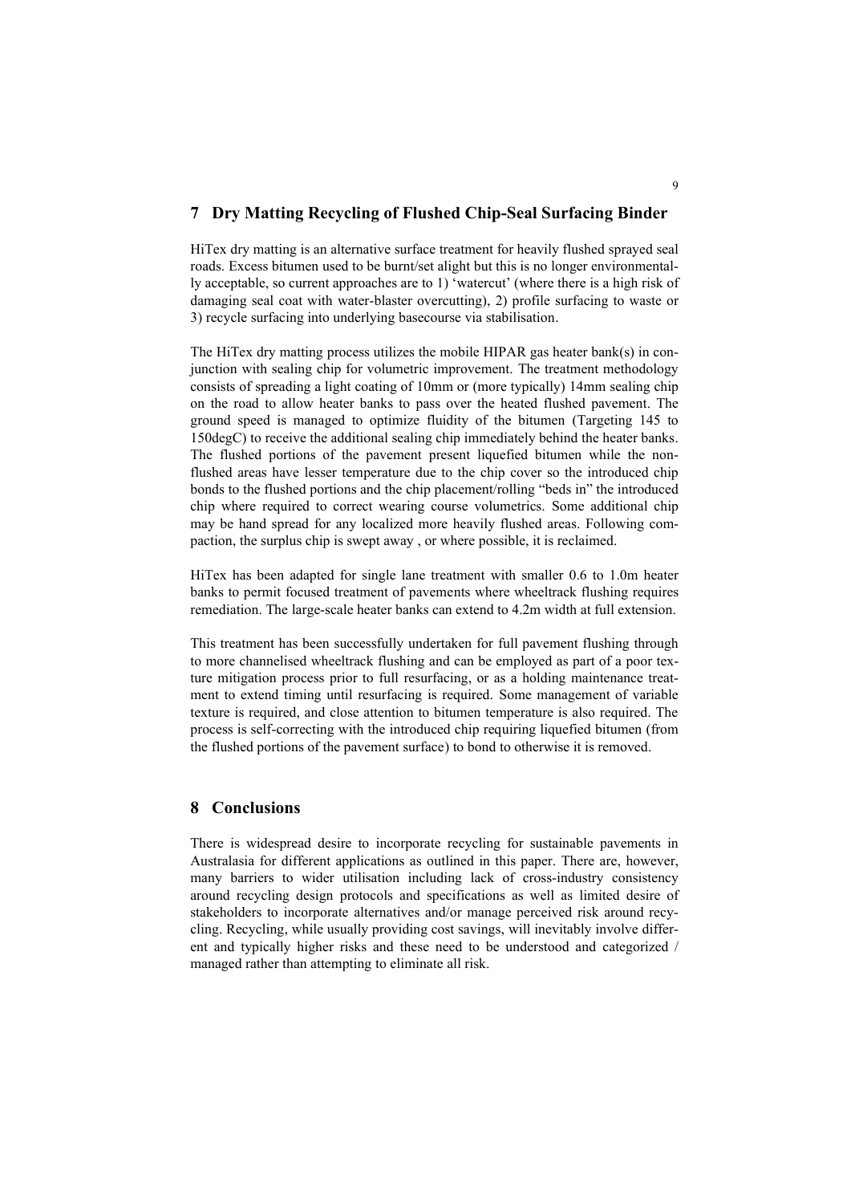## 7 Dry Matting Recycling of Flushed Chip-Seal Surfacing Binder

HiTex dry matting is an alternative surface treatment for heavily flushed sprayed seal roads. Excess bitumen used to be burnt/set alight but this is no longer environmentally acceptable, so current approaches are to 1) 'watercut' (where there is a high risk of damaging seal coat with water-blaster overcutting), 2) profile surfacing to waste or 3) recycle surfacing into underlying basecourse via stabilisation.

The HiTex dry matting process utilizes the mobile HIPAR gas heater bank(s) in conjunction with sealing chip for volumetric improvement. The treatment methodology consists of spreading a light coating of 10mm or (more typically) 14mm sealing chip on the road to allow heater banks to pass over the heated flushed pavement. The ground speed is managed to optimize fluidity of the bitumen (Targeting 145 to 150degC) to receive the additional sealing chip immediately behind the heater banks. The flushed portions of the pavement present liquefied bitumen while the non-flushed areas have lesser temperature due to the chip cover so the introduced chip bonds to the flushed portions and the chip placement/rolling "beds in" the introduced chip where required to correct wearing course volumetrics. Some additional chip may be hand spread for any localized more heavily flushed areas. Following compaction, the surplus chip is swept away , or where possible, it is reclaimed.

HiTex has been adapted for single lane treatment with smaller 0.6 to 1.0m heater banks to permit focused treatment of pavements where wheeltrack flushing requires remediation. The large-scale heater banks can extend to 4.2m width at full extension.

This treatment has been successfully undertaken for full pavement flushing through to more channelised wheeltrack flushing and can be employed as part of a poor texture mitigation process prior to full resurfacing, or as a holding maintenance treatment to extend timing until resurfacing is required. Some management of variable texture is required, and close attention to bitumen temperature is also required. The process is self-correcting with the introduced chip requiring liquefied bitumen (from the flushed portions of the pavement surface) to bond to otherwise it is removed.

## 8 Conclusions

There is widespread desire to incorporate recycling for sustainable pavements in Australasia for different applications as outlined in this paper. There are, however, many barriers to wider utilisation including lack of cross-industry consistency around recycling design protocols and specifications as well as limited desire of stakeholders to incorporate alternatives and/or manage perceived risk around recycling. Recycling, while usually providing cost savings, will inevitably involve different and typically higher risks and these need to be understood and categorized / managed rather than attempting to eliminate all risk.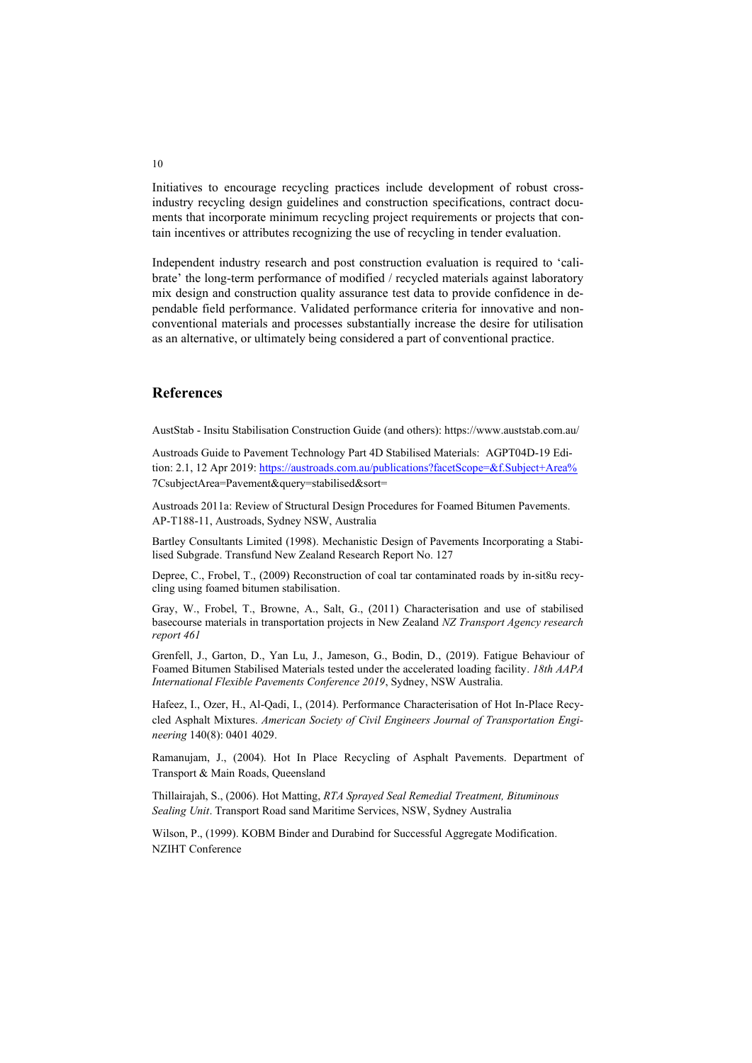Initiatives to encourage recycling practices include development of robust cross-industry recycling design guidelines and construction specifications, contract documents that incorporate minimum recycling project requirements or projects that contain incentives or attributes recognizing the use of recycling in tender evaluation.

Independent industry research and post construction evaluation is required to 'calibrate' the long-term performance of modified / recycled materials against laboratory mix design and construction quality assurance test data to provide confidence in dependable field performance. Validated performance criteria for innovative and non-conventional materials and processes substantially increase the desire for utilisation as an alternative, or ultimately being considered a part of conventional practice.

## References

AustStab - Insitu Stabilisation Construction Guide (and others): https://www.auststab.com.au/

Austroads Guide to Pavement Technology Part 4D Stabilised Materials: AGPT04D-19 Edition: 2.1, 12 Apr 2019: https://austroads.com.au/publications?facetScope=&f.Subject+Area%7CsubjectArea=Pavement&query=stabilised&sort=

Austroads 2011a: Review of Structural Design Procedures for Foamed Bitumen Pavements. AP-T188-11, Austroads, Sydney NSW, Australia

Bartley Consultants Limited (1998). Mechanistic Design of Pavements Incorporating a Stabilised Subgrade. Transfund New Zealand Research Report No. 127

Depree, C., Frobel, T., (2009) Reconstruction of coal tar contaminated roads by in-sit8u recycling using foamed bitumen stabilisation.

Gray, W., Frobel, T., Browne, A., Salt, G., (2011) Characterisation and use of stabilised basecourse materials in transportation projects in New Zealand *NZ Transport Agency research report 461*

Grenfell, J., Garton, D., Yan Lu, J., Jameson, G., Bodin, D., (2019). Fatigue Behaviour of Foamed Bitumen Stabilised Materials tested under the accelerated loading facility. *18th AAPA International Flexible Pavements Conference 2019*, Sydney, NSW Australia.

Hafeez, I., Ozer, H., Al-Qadi, I., (2014). Performance Characterisation of Hot In-Place Recycled Asphalt Mixtures. *American Society of Civil Engineers Journal of Transportation Engineering* 140(8): 0401 4029.

Ramanujam, J., (2004). Hot In Place Recycling of Asphalt Pavements. Department of Transport & Main Roads, Queensland

Thillairajah, S., (2006). Hot Matting, *RTA Sprayed Seal Remedial Treatment, Bituminous Sealing Unit*. Transport Road sand Maritime Services, NSW, Sydney Australia

Wilson, P., (1999). KOBM Binder and Durabind for Successful Aggregate Modification. NZIHT Conference